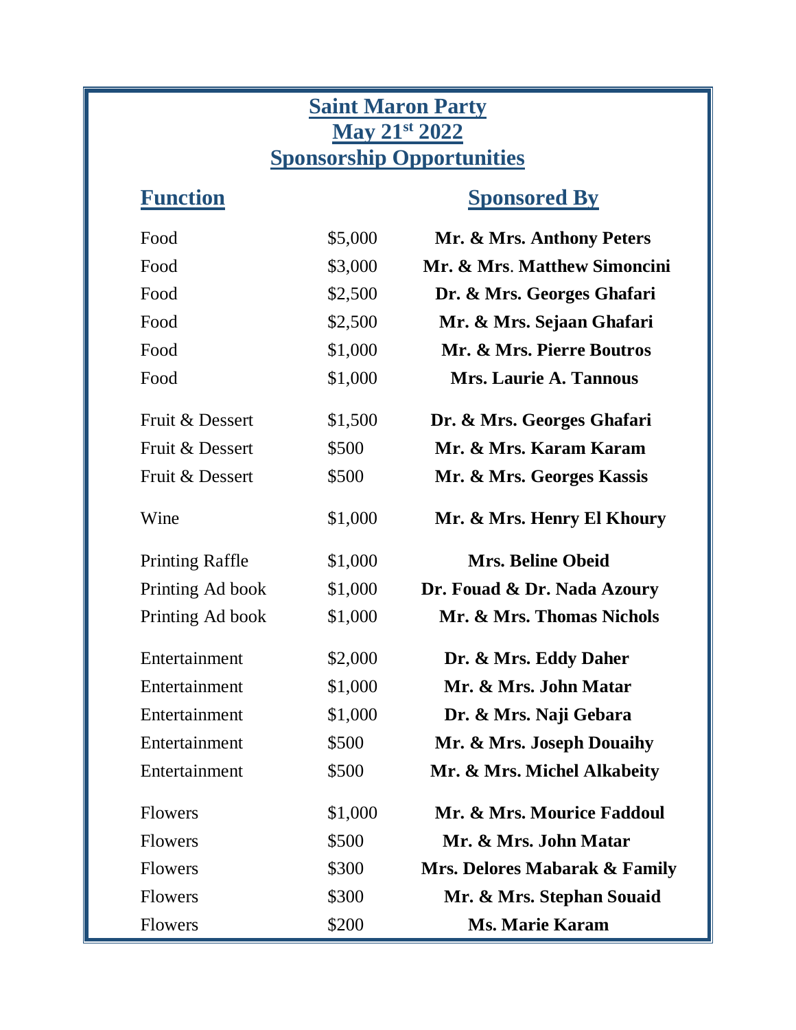# Saint Maron Party
# May 21st 2022
# Sponsorship Opportunities

| Function | | Sponsored By |
|---|---|---|
| Food | $5,000 | **Mr. & Mrs. Anthony Peters** |
| Food | $3,000 | **Mr. & Mrs. Matthew Simoncini** |
| Food | $2,500 | **Dr. & Mrs. Georges Ghafari** |
| Food | $2,500 | **Mr. & Mrs. Sejaan Ghafari** |
| Food | $1,000 | **Mr. & Mrs. Pierre Boutros** |
| Food | $1,000 | **Mrs. Laurie A. Tannous** |
| Fruit & Dessert | $1,500 | **Dr. & Mrs. Georges Ghafari** |
| Fruit & Dessert | $500 | **Mr. & Mrs. Karam Karam** |
| Fruit & Dessert | $500 | **Mr. & Mrs. Georges Kassis** |
| Wine | $1,000 | **Mr. & Mrs. Henry El Khoury** |
| Printing Raffle | $1,000 | **Mrs. Beline Obeid** |
| Printing Ad book | $1,000 | **Dr. Fouad & Dr. Nada Azoury** |
| Printing Ad book | $1,000 | **Mr. & Mrs. Thomas Nichols** |
| Entertainment | $2,000 | **Dr. & Mrs. Eddy Daher** |
| Entertainment | $1,000 | **Mr. & Mrs. John Matar** |
| Entertainment | $1,000 | **Dr. & Mrs. Naji Gebara** |
| Entertainment | $500 | **Mr. & Mrs. Joseph Douaihy** |
| Entertainment | $500 | **Mr. & Mrs. Michel Alkabeity** |
| Flowers | $1,000 | **Mr. & Mrs. Mourice Faddoul** |
| Flowers | $500 | **Mr. & Mrs. John Matar** |
| Flowers | $300 | **Mrs. Delores Mabarak & Family** |
| Flowers | $300 | **Mr. & Mrs. Stephan Souaid** |
| Flowers | $200 | **Ms. Marie Karam** |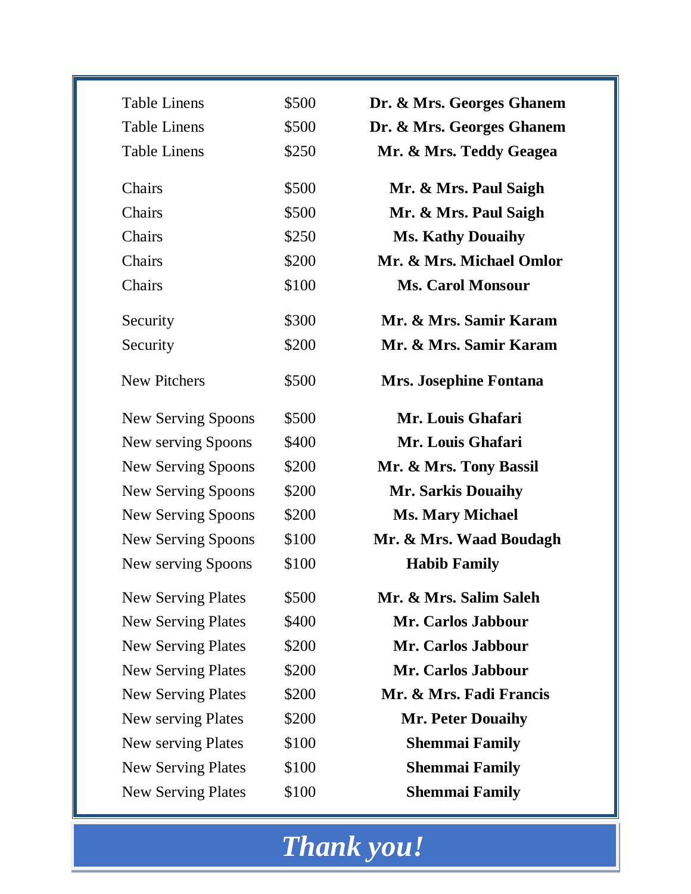| | | |
|---|---|---|
| Table Linens | $500 | **Dr. & Mrs. Georges Ghanem** |
| Table Linens | $500 | **Dr. & Mrs. Georges Ghanem** |
| Table Linens | $250 | **Mr. & Mrs. Teddy Geagea** |
| Chairs | $500 | **Mr. & Mrs. Paul Saigh** |
| Chairs | $500 | **Mr. & Mrs. Paul Saigh** |
| Chairs | $250 | **Ms. Kathy Douaihy** |
| Chairs | $200 | **Mr. & Mrs. Michael Omlor** |
| Chairs | $100 | **Ms. Carol Monsour** |
| Security | $300 | **Mr. & Mrs. Samir Karam** |
| Security | $200 | **Mr. & Mrs. Samir Karam** |
| New Pitchers | $500 | **Mrs. Josephine Fontana** |
| New Serving Spoons | $500 | **Mr. Louis Ghafari** |
| New serving Spoons | $400 | **Mr. Louis Ghafari** |
| New Serving Spoons | $200 | **Mr. & Mrs. Tony Bassil** |
| New Serving Spoons | $200 | **Mr. Sarkis Douaihy** |
| New Serving Spoons | $200 | **Ms. Mary Michael** |
| New Serving Spoons | $100 | **Mr. & Mrs. Waad Boudagh** |
| New serving Spoons | $100 | **Habib Family** |
| New Serving Plates | $500 | **Mr. & Mrs. Salim Saleh** |
| New Serving Plates | $400 | **Mr. Carlos Jabbour** |
| New Serving Plates | $200 | **Mr. Carlos Jabbour** |
| New Serving Plates | $200 | **Mr. Carlos Jabbour** |
| New Serving Plates | $200 | **Mr. & Mrs. Fadi Francis** |
| New serving Plates | $200 | **Mr. Peter Douaihy** |
| New serving Plates | $100 | **Shemmai Family** |
| New Serving Plates | $100 | **Shemmai Family** |
| New Serving Plates | $100 | **Shemmai Family** |

***Thank you!***